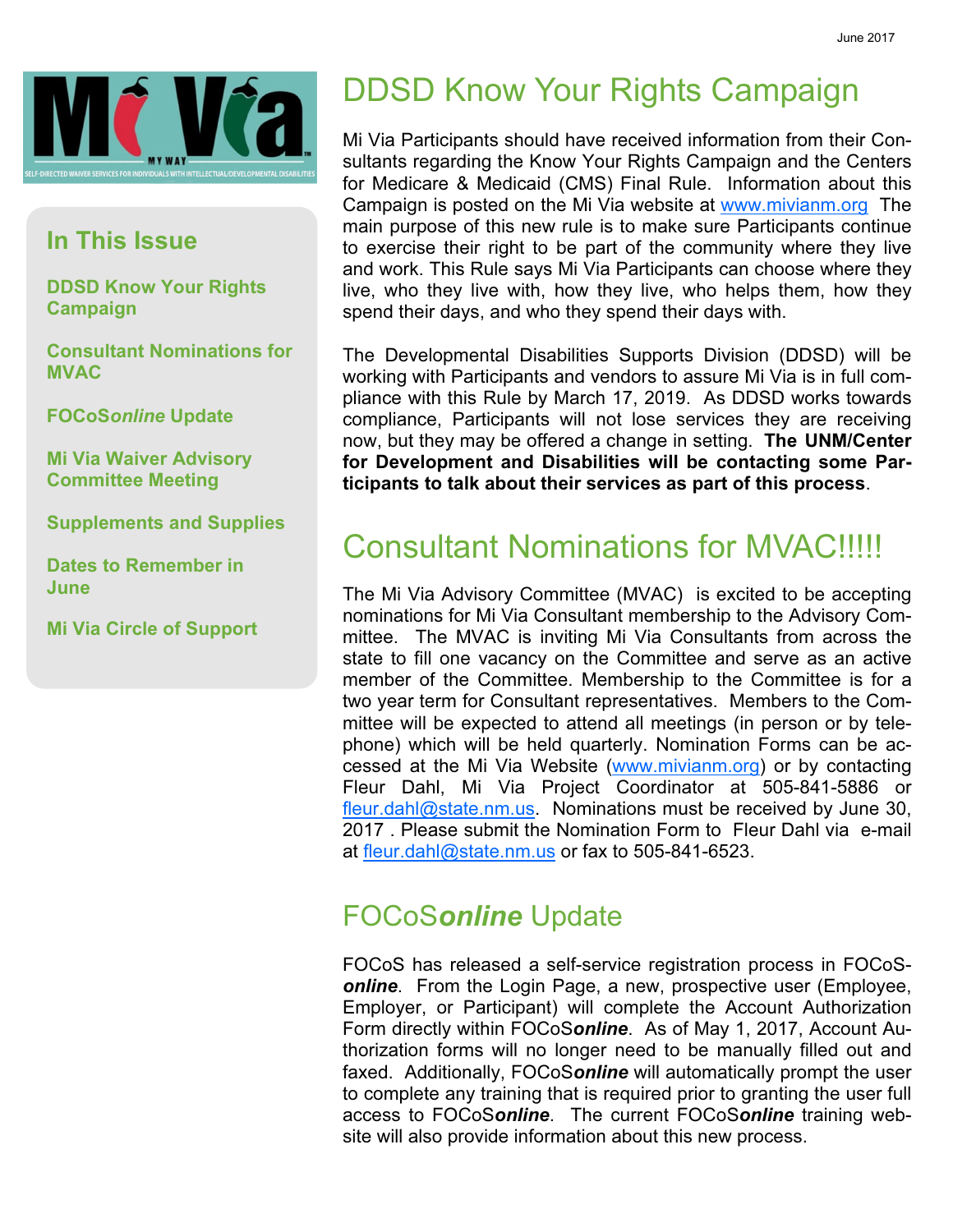June 2017

Mi Via
MY WAY
SELF-DIRECTED WAIVER SERVICES FOR INDIVIDUALS WITH INTELLECTUAL/DEVELOPMENTAL DISABILITIES

## In This Issue

**DDSD Know Your Rights Campaign**

**Consultant Nominations for MVAC**

**FOCoS*online* Update**

**Mi Via Waiver Advisory Committee Meeting**

**Supplements and Supplies**

**Dates to Remember in June**

**Mi Via Circle of Support**

# DDSD Know Your Rights Campaign

Mi Via Participants should have received information from their Consultants regarding the Know Your Rights Campaign and the Centers for Medicare & Medicaid (CMS) Final Rule. Information about this Campaign is posted on the Mi Via website at www.mivianm.org The main purpose of this new rule is to make sure Participants continue to exercise their right to be part of the community where they live and work. This Rule says Mi Via Participants can choose where they live, who they live with, how they live, who helps them, how they spend their days, and who they spend their days with.

The Developmental Disabilities Supports Division (DDSD) will be working with Participants and vendors to assure Mi Via is in full compliance with this Rule by March 17, 2019. As DDSD works towards compliance, Participants will not lose services they are receiving now, but they may be offered a change in setting. **The UNM/Center for Development and Disabilities will be contacting some Participants to talk about their services as part of this process**.

# Consultant Nominations for MVAC!!!!!

The Mi Via Advisory Committee (MVAC) is excited to be accepting nominations for Mi Via Consultant membership to the Advisory Committee. The MVAC is inviting Mi Via Consultants from across the state to fill one vacancy on the Committee and serve as an active member of the Committee. Membership to the Committee is for a two year term for Consultant representatives. Members to the Committee will be expected to attend all meetings (in person or by telephone) which will be held quarterly. Nomination Forms can be accessed at the Mi Via Website (www.mivianm.org) or by contacting Fleur Dahl, Mi Via Project Coordinator at 505-841-5886 or fleur.dahl@state.nm.us. Nominations must be received by June 30, 2017 . Please submit the Nomination Form to Fleur Dahl via e-mail at fleur.dahl@state.nm.us or fax to 505-841-6523.

## FOCoS*online* Update

FOCoS has released a self-service registration process in FOCoS***online***. From the Login Page, a new, prospective user (Employee, Employer, or Participant) will complete the Account Authorization Form directly within FOCoS***online***. As of May 1, 2017, Account Authorization forms will no longer need to be manually filled out and faxed. Additionally, FOCoS***online*** will automatically prompt the user to complete any training that is required prior to granting the user full access to FOCoS***online***. The current FOCoS***online*** training website will also provide information about this new process.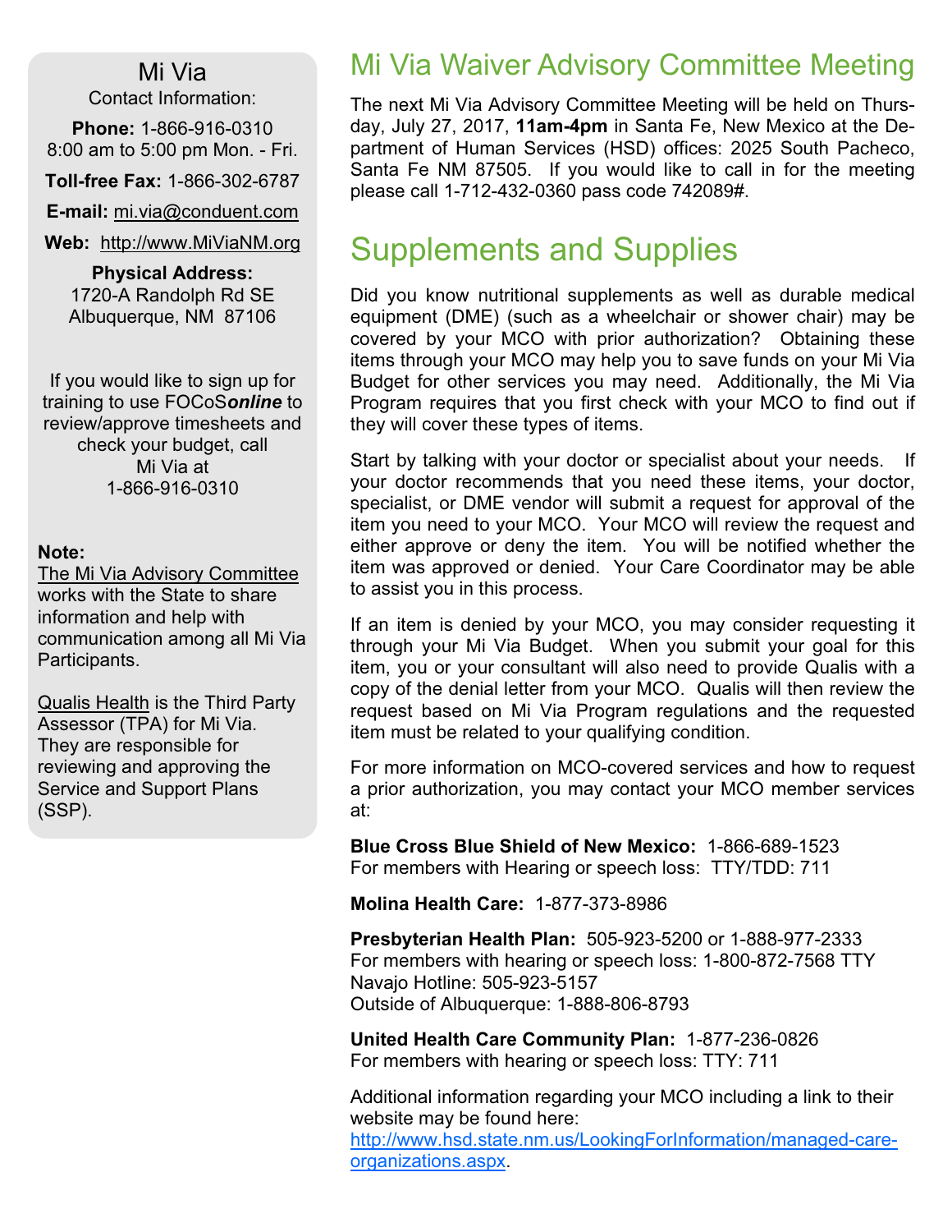## Mi Via

Contact Information:

**Phone:** 1-866-916-0310
8:00 am to 5:00 pm Mon. - Fri.

**Toll-free Fax:** 1-866-302-6787

**E-mail:** mi.via@conduent.com

**Web:** http://www.MiViaNM.org

**Physical Address:**
1720-A Randolph Rd SE
Albuquerque, NM 87106

If you would like to sign up for training to use FOCoS***online*** to review/approve timesheets and check your budget, call Mi Via at 1-866-916-0310

**Note:**
The Mi Via Advisory Committee works with the State to share information and help with communication among all Mi Via Participants.

Qualis Health is the Third Party Assessor (TPA) for Mi Via. They are responsible for reviewing and approving the Service and Support Plans (SSP).

# Mi Via Waiver Advisory Committee Meeting

The next Mi Via Advisory Committee Meeting will be held on Thursday, July 27, 2017, **11am-4pm** in Santa Fe, New Mexico at the Department of Human Services (HSD) offices: 2025 South Pacheco, Santa Fe NM 87505. If you would like to call in for the meeting please call 1-712-432-0360 pass code 742089#.

# Supplements and Supplies

Did you know nutritional supplements as well as durable medical equipment (DME) (such as a wheelchair or shower chair) may be covered by your MCO with prior authorization? Obtaining these items through your MCO may help you to save funds on your Mi Via Budget for other services you may need. Additionally, the Mi Via Program requires that you first check with your MCO to find out if they will cover these types of items.

Start by talking with your doctor or specialist about your needs. If your doctor recommends that you need these items, your doctor, specialist, or DME vendor will submit a request for approval of the item you need to your MCO. Your MCO will review the request and either approve or deny the item. You will be notified whether the item was approved or denied. Your Care Coordinator may be able to assist you in this process.

If an item is denied by your MCO, you may consider requesting it through your Mi Via Budget. When you submit your goal for this item, you or your consultant will also need to provide Qualis with a copy of the denial letter from your MCO. Qualis will then review the request based on Mi Via Program regulations and the requested item must be related to your qualifying condition.

For more information on MCO-covered services and how to request a prior authorization, you may contact your MCO member services at:

**Blue Cross Blue Shield of New Mexico:** 1-866-689-1523
For members with Hearing or speech loss: TTY/TDD: 711

**Molina Health Care:** 1-877-373-8986

**Presbyterian Health Plan:** 505-923-5200 or 1-888-977-2333
For members with hearing or speech loss: 1-800-872-7568 TTY
Navajo Hotline: 505-923-5157
Outside of Albuquerque: 1-888-806-8793

**United Health Care Community Plan:** 1-877-236-0826
For members with hearing or speech loss: TTY: 711

Additional information regarding your MCO including a link to their website may be found here: http://www.hsd.state.nm.us/LookingForInformation/managed-care-organizations.aspx.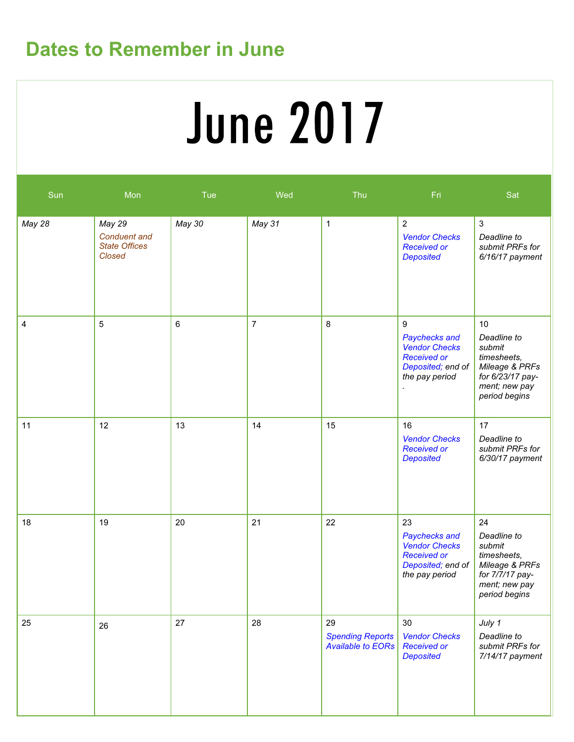## Dates to Remember in June

# June 2017

| Sun | Mon | Tue | Wed | Thu | Fri | Sat |
|---|---|---|---|---|---|---|
| *May 28* | *May 29* *Conduent and State Offices Closed* | *May 30* | *May 31* | 1 | 2 *Vendor Checks Received or Deposited* | 3 *Deadline to submit PRFs for 6/16/17 payment* |
| 4 | 5 | 6 | 7 | 8 | 9 *Paychecks and Vendor Checks Received or Deposited; end of the pay period* . | 10 *Deadline to submit timesheets, Mileage & PRFs for 6/23/17 pay-ment; new pay period begins* |
| 11 | 12 | 13 | 14 | 15 | 16 *Vendor Checks Received or Deposited* | 17 *Deadline to submit PRFs for 6/30/17 payment* |
| 18 | 19 | 20 | 21 | 22 | 23 *Paychecks and Vendor Checks Received or Deposited; end of the pay period* | 24 *Deadline to submit timesheets, Mileage & PRFs for 7/7/17 pay-ment; new pay period begins* |
| 25 | 26 | 27 | 28 | 29 *Spending Reports Available to EORs* | 30 *Vendor Checks Received or Deposited* | *July 1* *Deadline to submit PRFs for 7/14/17 payment* |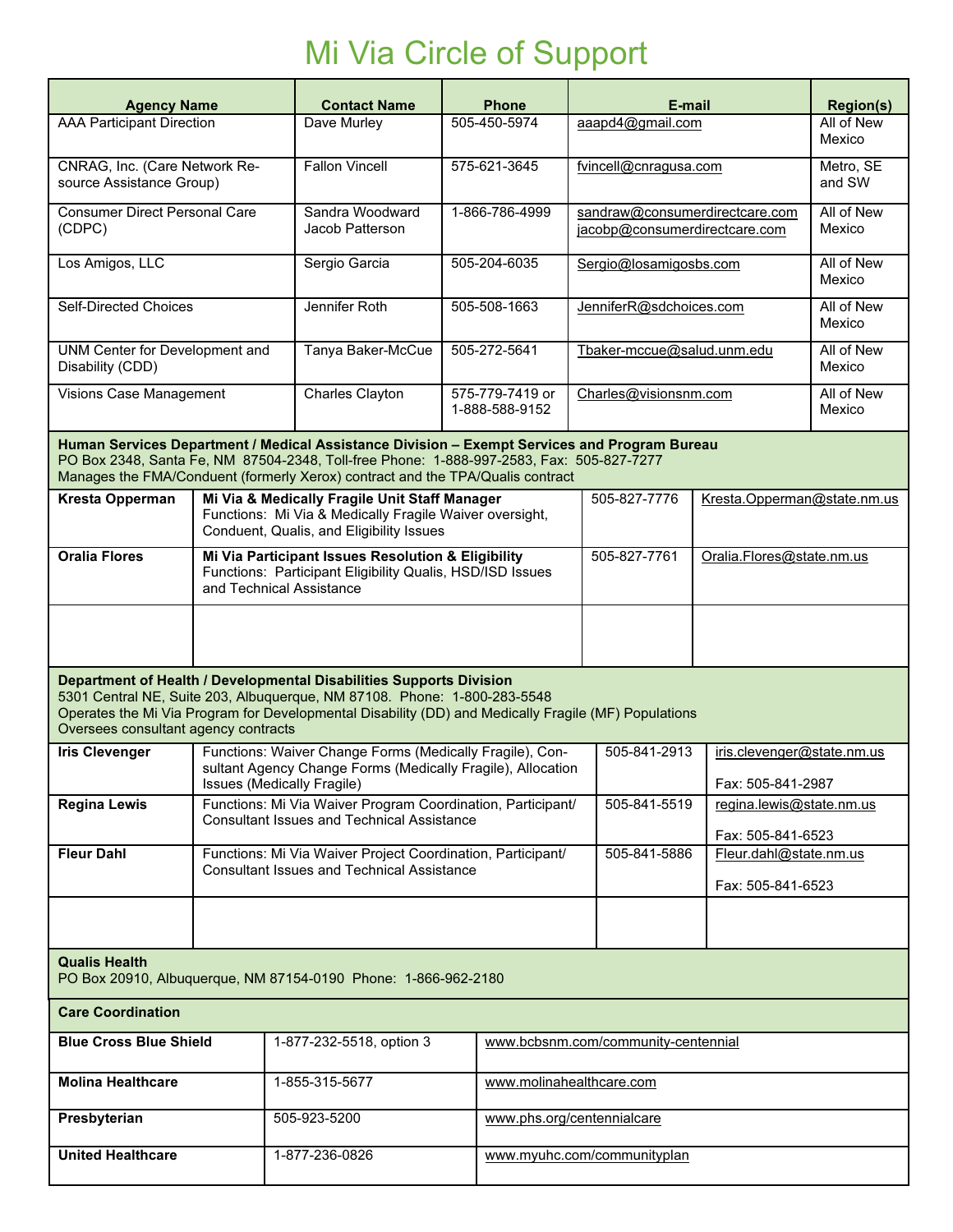# Mi Via Circle of Support

| Agency Name | Contact Name | Phone | E-mail | Region(s) |
|---|---|---|---|---|
| AAA Participant Direction | Dave Murley | 505-450-5974 | aaapd4@gmail.com | All of New Mexico |
| CNRAG, Inc. (Care Network Resource Assistance Group) | Fallon Vincell | 575-621-3645 | fvincell@cnragusa.com | Metro, SE and SW |
| Consumer Direct Personal Care (CDPC) | Sandra Woodward<br>Jacob Patterson | 1-866-786-4999 | sandraw@consumerdirectcare.com<br>jacobp@consumerdirectcare.com | All of New Mexico |
| Los Amigos, LLC | Sergio Garcia | 505-204-6035 | Sergio@losamigosbs.com | All of New Mexico |
| Self-Directed Choices | Jennifer Roth | 505-508-1663 | JenniferR@sdchoices.com | All of New Mexico |
| UNM Center for Development and Disability (CDD) | Tanya Baker-McCue | 505-272-5641 | Tbaker-mccue@salud.unm.edu | All of New Mexico |
| Visions Case Management | Charles Clayton | 575-779-7419 or 1-888-588-9152 | Charles@visionsnm.com | All of New Mexico |

**Human Services Department / Medical Assistance Division – Exempt Services and Program Bureau**
PO Box 2348, Santa Fe, NM 87504-2348, Toll-free Phone: 1-888-997-2583, Fax: 505-827-7277
Manages the FMA/Conduent (formerly Xerox) contract and the TPA/Qualis contract

| | | | |
|---|---|---|---|
| **Kresta Opperman** | **Mi Via & Medically Fragile Unit Staff Manager**<br>Functions: Mi Via & Medically Fragile Waiver oversight, Conduent, Qualis, and Eligibility Issues | 505-827-7776 | Kresta.Opperman@state.nm.us |
| **Oralia Flores** | **Mi Via Participant Issues Resolution & Eligibility**<br>Functions: Participant Eligibility Qualis, HSD/ISD Issues and Technical Assistance | 505-827-7761 | Oralia.Flores@state.nm.us |
| | | | |

**Department of Health / Developmental Disabilities Supports Division**
5301 Central NE, Suite 203, Albuquerque, NM 87108. Phone: 1-800-283-5548
Operates the Mi Via Program for Developmental Disability (DD) and Medically Fragile (MF) Populations
Oversees consultant agency contracts

| | | | |
|---|---|---|---|
| **Iris Clevenger** | Functions: Waiver Change Forms (Medically Fragile), Consultant Agency Change Forms (Medically Fragile), Allocation Issues (Medically Fragile) | 505-841-2913 | iris.clevenger@state.nm.us<br>Fax: 505-841-2987 |
| **Regina Lewis** | Functions: Mi Via Waiver Program Coordination, Participant/Consultant Issues and Technical Assistance | 505-841-5519 | regina.lewis@state.nm.us<br>Fax: 505-841-6523 |
| **Fleur Dahl** | Functions: Mi Via Waiver Project Coordination, Participant/Consultant Issues and Technical Assistance | 505-841-5886 | Fleur.dahl@state.nm.us<br>Fax: 505-841-6523 |
| | | | |

**Qualis Health**
PO Box 20910, Albuquerque, NM 87154-0190 Phone: 1-866-962-2180

**Care Coordination**

| | | |
|---|---|---|
| **Blue Cross Blue Shield** | 1-877-232-5518, option 3 | www.bcbsnm.com/community-centennial |
| **Molina Healthcare** | 1-855-315-5677 | www.molinahealthcare.com |
| **Presbyterian** | 505-923-5200 | www.phs.org/centennialcare |
| **United Healthcare** | 1-877-236-0826 | www.myuhc.com/communityplan |